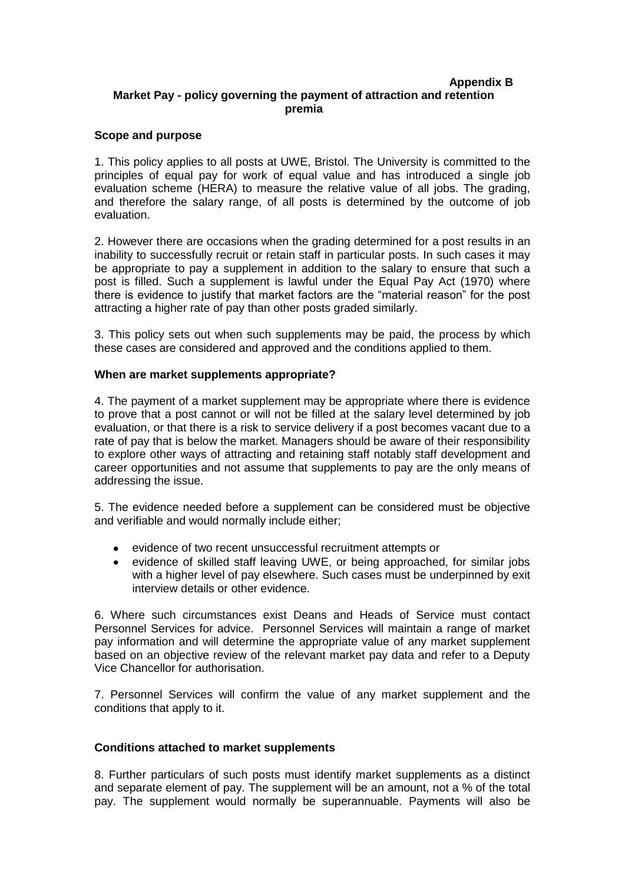**Appendix B**

# Market Pay - policy governing the payment of attraction and retention premia

## Scope and purpose

1. This policy applies to all posts at UWE, Bristol. The University is committed to the principles of equal pay for work of equal value and has introduced a single job evaluation scheme (HERA) to measure the relative value of all jobs. The grading, and therefore the salary range, of all posts is determined by the outcome of job evaluation.

2. However there are occasions when the grading determined for a post results in an inability to successfully recruit or retain staff in particular posts. In such cases it may be appropriate to pay a supplement in addition to the salary to ensure that such a post is filled. Such a supplement is lawful under the Equal Pay Act (1970) where there is evidence to justify that market factors are the "material reason" for the post attracting a higher rate of pay than other posts graded similarly.

3. This policy sets out when such supplements may be paid, the process by which these cases are considered and approved and the conditions applied to them.

## When are market supplements appropriate?

4. The payment of a market supplement may be appropriate where there is evidence to prove that a post cannot or will not be filled at the salary level determined by job evaluation, or that there is a risk to service delivery if a post becomes vacant due to a rate of pay that is below the market. Managers should be aware of their responsibility to explore other ways of attracting and retaining staff notably staff development and career opportunities and not assume that supplements to pay are the only means of addressing the issue.

5. The evidence needed before a supplement can be considered must be objective and verifiable and would normally include either;

- evidence of two recent unsuccessful recruitment attempts or
- evidence of skilled staff leaving UWE, or being approached, for similar jobs with a higher level of pay elsewhere. Such cases must be underpinned by exit interview details or other evidence.

6. Where such circumstances exist Deans and Heads of Service must contact Personnel Services for advice. Personnel Services will maintain a range of market pay information and will determine the appropriate value of any market supplement based on an objective review of the relevant market pay data and refer to a Deputy Vice Chancellor for authorisation.

7. Personnel Services will confirm the value of any market supplement and the conditions that apply to it.

## Conditions attached to market supplements

8. Further particulars of such posts must identify market supplements as a distinct and separate element of pay. The supplement will be an amount, not a % of the total pay. The supplement would normally be superannuable. Payments will also be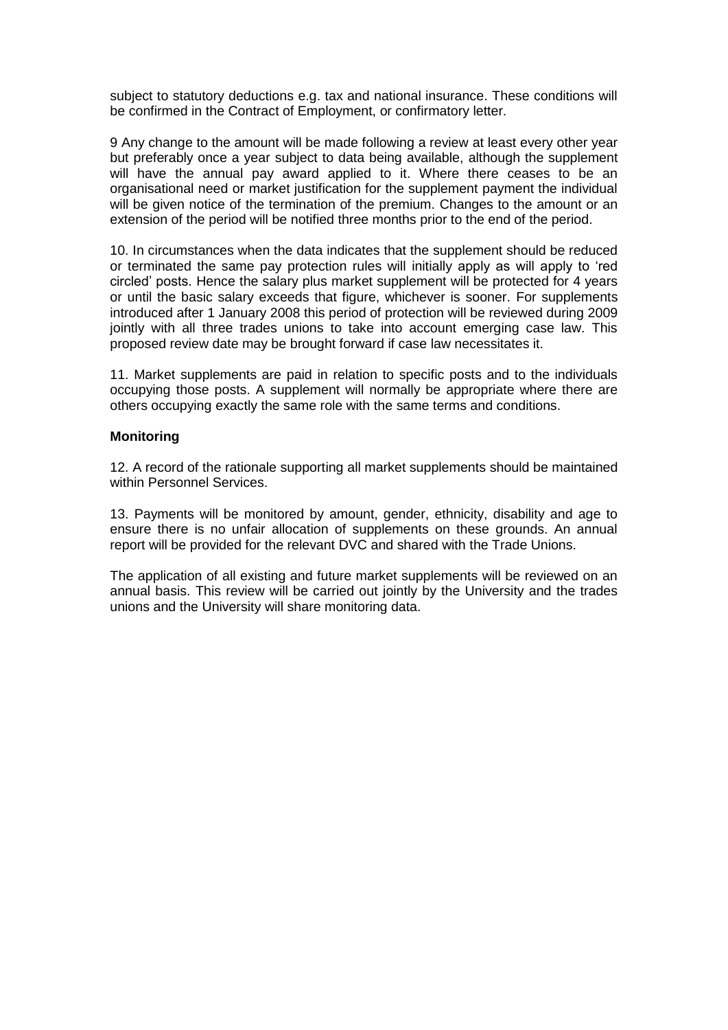subject to statutory deductions e.g. tax and national insurance. These conditions will be confirmed in the Contract of Employment, or confirmatory letter.

9 Any change to the amount will be made following a review at least every other year but preferably once a year subject to data being available, although the supplement will have the annual pay award applied to it. Where there ceases to be an organisational need or market justification for the supplement payment the individual will be given notice of the termination of the premium. Changes to the amount or an extension of the period will be notified three months prior to the end of the period.

10. In circumstances when the data indicates that the supplement should be reduced or terminated the same pay protection rules will initially apply as will apply to 'red circled' posts. Hence the salary plus market supplement will be protected for 4 years or until the basic salary exceeds that figure, whichever is sooner. For supplements introduced after 1 January 2008 this period of protection will be reviewed during 2009 jointly with all three trades unions to take into account emerging case law. This proposed review date may be brought forward if case law necessitates it.

11. Market supplements are paid in relation to specific posts and to the individuals occupying those posts. A supplement will normally be appropriate where there are others occupying exactly the same role with the same terms and conditions.

**Monitoring**

12. A record of the rationale supporting all market supplements should be maintained within Personnel Services.

13. Payments will be monitored by amount, gender, ethnicity, disability and age to ensure there is no unfair allocation of supplements on these grounds. An annual report will be provided for the relevant DVC and shared with the Trade Unions.

The application of all existing and future market supplements will be reviewed on an annual basis. This review will be carried out jointly by the University and the trades unions and the University will share monitoring data.